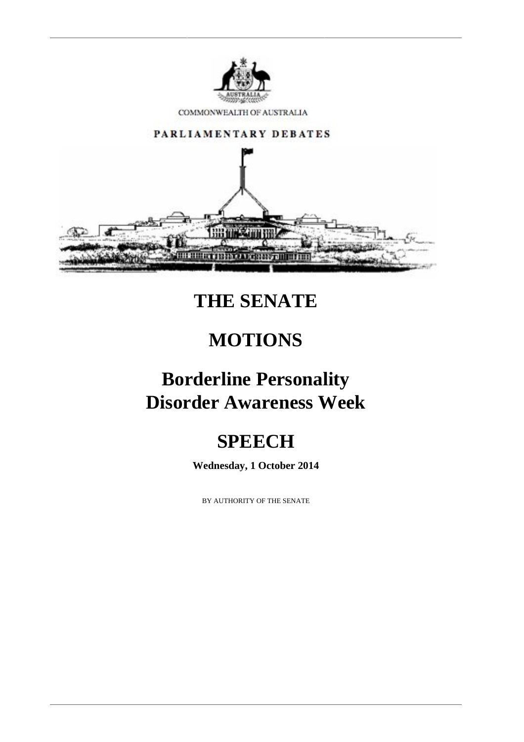COMMONWEALTH OF AUSTRALIA

PARLIAMENTARY DEBATES

# THE SENATE

# MOTIONS

# Borderline Personality Disorder Awareness Week

# SPEECH

**Wednesday, 1 October 2014**

BY AUTHORITY OF THE SENATE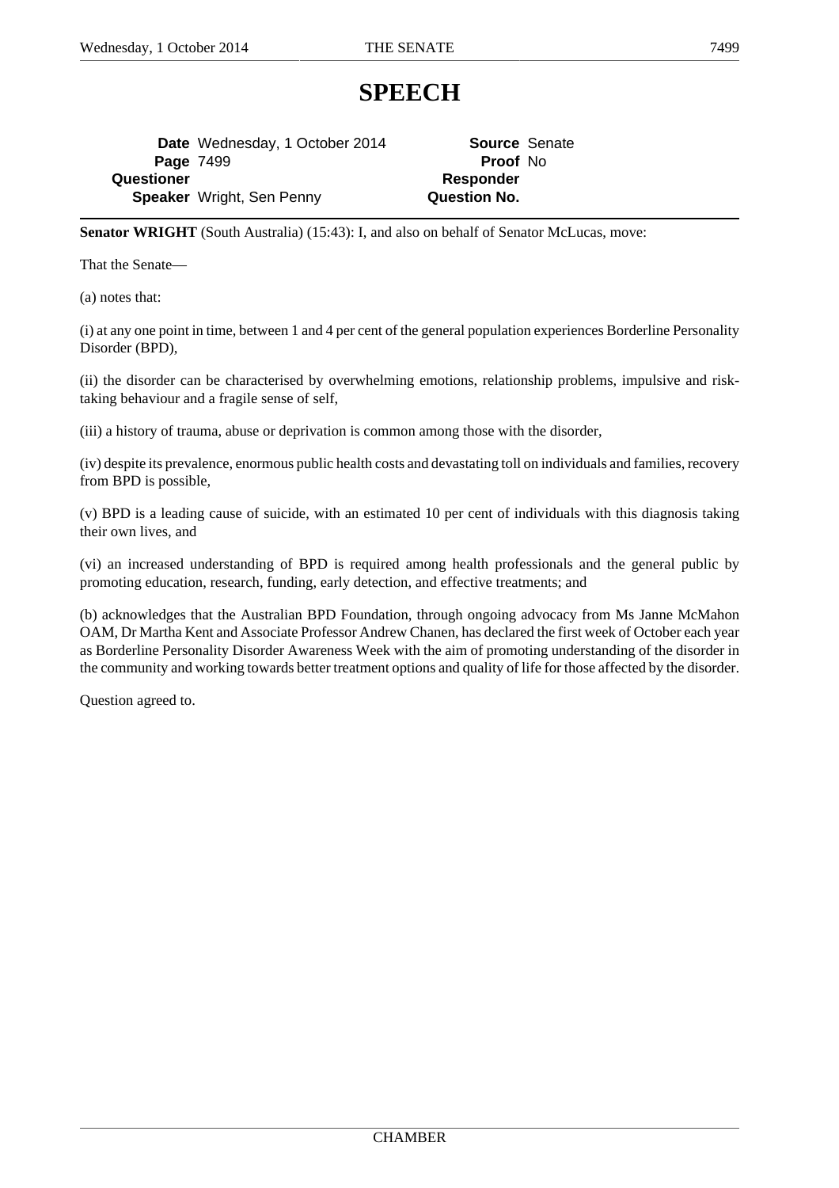# SPEECH

| | | | |
|---|---|---|---|
| **Date** | Wednesday, 1 October 2014 | **Source** | Senate |
| **Page** | 7499 | **Proof** | No |
| **Questioner** | | **Responder** | |
| **Speaker** | Wright, Sen Penny | **Question No.** | |

**Senator WRIGHT** (South Australia) (15:43): I, and also on behalf of Senator McLucas, move:

That the Senate—

(a) notes that:

(i) at any one point in time, between 1 and 4 per cent of the general population experiences Borderline Personality Disorder (BPD),

(ii) the disorder can be characterised by overwhelming emotions, relationship problems, impulsive and risk-taking behaviour and a fragile sense of self,

(iii) a history of trauma, abuse or deprivation is common among those with the disorder,

(iv) despite its prevalence, enormous public health costs and devastating toll on individuals and families, recovery from BPD is possible,

(v) BPD is a leading cause of suicide, with an estimated 10 per cent of individuals with this diagnosis taking their own lives, and

(vi) an increased understanding of BPD is required among health professionals and the general public by promoting education, research, funding, early detection, and effective treatments; and

(b) acknowledges that the Australian BPD Foundation, through ongoing advocacy from Ms Janne McMahon OAM, Dr Martha Kent and Associate Professor Andrew Chanen, has declared the first week of October each year as Borderline Personality Disorder Awareness Week with the aim of promoting understanding of the disorder in the community and working towards better treatment options and quality of life for those affected by the disorder.

Question agreed to.